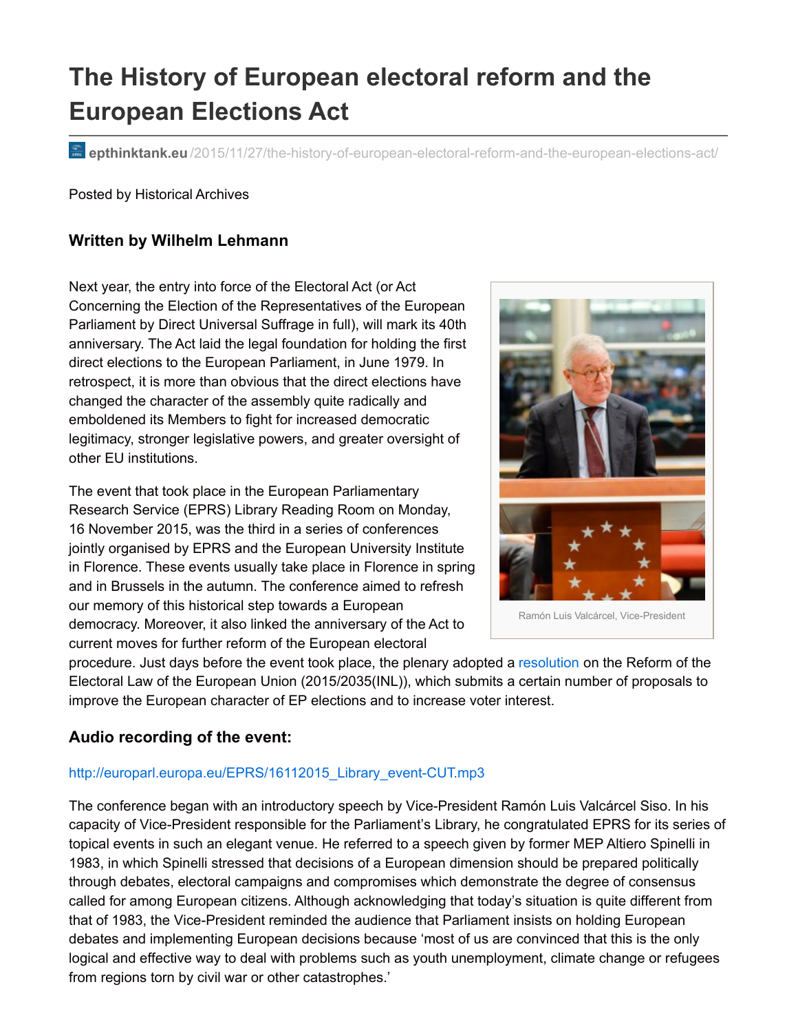# The History of European electoral reform and the European Elections Act

epthinktank.eu/2015/11/27/the-history-of-european-electoral-reform-and-the-european-elections-act/

Posted by Historical Archives

### Written by Wilhelm Lehmann

Next year, the entry into force of the Electoral Act (or Act Concerning the Election of the Representatives of the European Parliament by Direct Universal Suffrage in full), will mark its 40th anniversary. The Act laid the legal foundation for holding the first direct elections to the European Parliament, in June 1979. In retrospect, it is more than obvious that the direct elections have changed the character of the assembly quite radically and emboldened its Members to fight for increased democratic legitimacy, stronger legislative powers, and greater oversight of other EU institutions.

Ramón Luis Valcárcel, Vice-President

The event that took place in the European Parliamentary Research Service (EPRS) Library Reading Room on Monday, 16 November 2015, was the third in a series of conferences jointly organised by EPRS and the European University Institute in Florence. These events usually take place in Florence in spring and in Brussels in the autumn. The conference aimed to refresh our memory of this historical step towards a European democracy. Moreover, it also linked the anniversary of the Act to current moves for further reform of the European electoral procedure. Just days before the event took place, the plenary adopted a resolution on the Reform of the Electoral Law of the European Union (2015/2035(INL)), which submits a certain number of proposals to improve the European character of EP elections and to increase voter interest.

### Audio recording of the event:

http://europarl.europa.eu/EPRS/16112015_Library_event-CUT.mp3

The conference began with an introductory speech by Vice-President Ramón Luis Valcárcel Siso. In his capacity of Vice-President responsible for the Parliament's Library, he congratulated EPRS for its series of topical events in such an elegant venue. He referred to a speech given by former MEP Altiero Spinelli in 1983, in which Spinelli stressed that decisions of a European dimension should be prepared politically through debates, electoral campaigns and compromises which demonstrate the degree of consensus called for among European citizens. Although acknowledging that today's situation is quite different from that of 1983, the Vice-President reminded the audience that Parliament insists on holding European debates and implementing European decisions because 'most of us are convinced that this is the only logical and effective way to deal with problems such as youth unemployment, climate change or refugees from regions torn by civil war or other catastrophes.'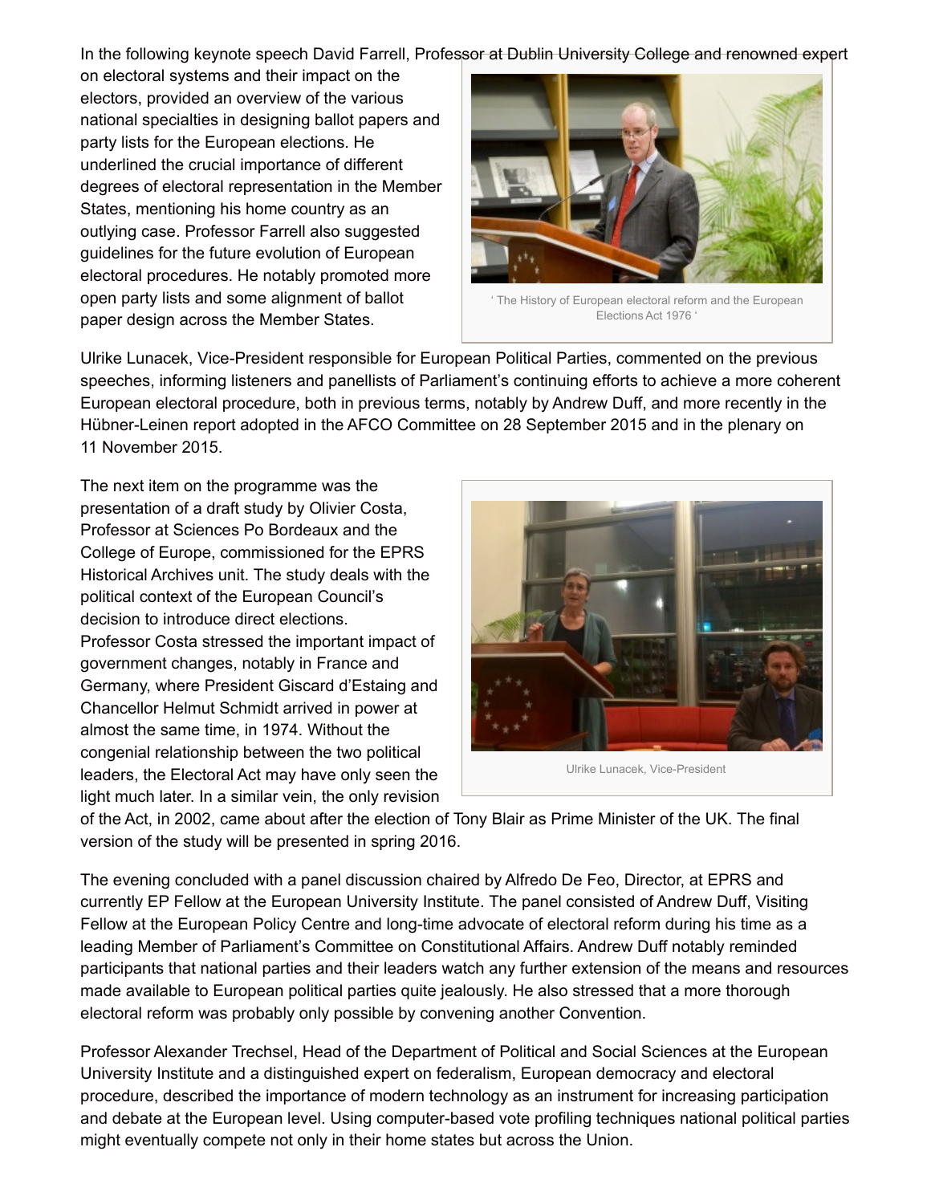In the following keynote speech David Farrell, Professor at Dublin University College and renowned expert on electoral systems and their impact on the electors, provided an overview of the various national specialties in designing ballot papers and party lists for the European elections. He underlined the crucial importance of different degrees of electoral representation in the Member States, mentioning his home country as an outlying case. Professor Farrell also suggested guidelines for the future evolution of European electoral procedures. He notably promoted more open party lists and some alignment of ballot paper design across the Member States.

' The History of European electoral reform and the European Elections Act 1976 '

Ulrike Lunacek, Vice-President responsible for European Political Parties, commented on the previous speeches, informing listeners and panellists of Parliament's continuing efforts to achieve a more coherent European electoral procedure, both in previous terms, notably by Andrew Duff, and more recently in the Hübner-Leinen report adopted in the AFCO Committee on 28 September 2015 and in the plenary on 11 November 2015.

The next item on the programme was the presentation of a draft study by Olivier Costa, Professor at Sciences Po Bordeaux and the College of Europe, commissioned for the EPRS Historical Archives unit. The study deals with the political context of the European Council's decision to introduce direct elections. Professor Costa stressed the important impact of government changes, notably in France and Germany, where President Giscard d'Estaing and Chancellor Helmut Schmidt arrived in power at almost the same time, in 1974. Without the congenial relationship between the two political leaders, the Electoral Act may have only seen the light much later. In a similar vein, the only revision of the Act, in 2002, came about after the election of Tony Blair as Prime Minister of the UK. The final version of the study will be presented in spring 2016.

Ulrike Lunacek, Vice-President

The evening concluded with a panel discussion chaired by Alfredo De Feo, Director, at EPRS and currently EP Fellow at the European University Institute. The panel consisted of Andrew Duff, Visiting Fellow at the European Policy Centre and long-time advocate of electoral reform during his time as a leading Member of Parliament's Committee on Constitutional Affairs. Andrew Duff notably reminded participants that national parties and their leaders watch any further extension of the means and resources made available to European political parties quite jealously. He also stressed that a more thorough electoral reform was probably only possible by convening another Convention.

Professor Alexander Trechsel, Head of the Department of Political and Social Sciences at the European University Institute and a distinguished expert on federalism, European democracy and electoral procedure, described the importance of modern technology as an instrument for increasing participation and debate at the European level. Using computer-based vote profiling techniques national political parties might eventually compete not only in their home states but across the Union.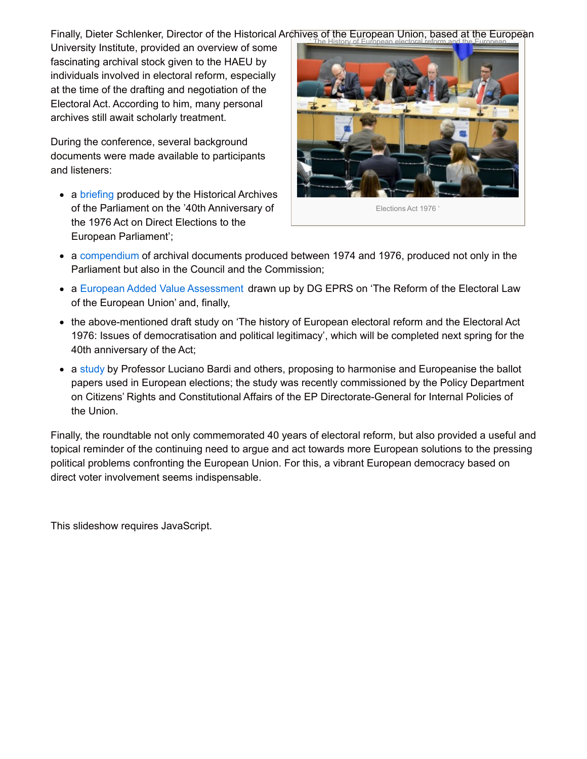Finally, Dieter Schlenker, Director of the Historical Archives of the European Union, based at the European University Institute, provided an overview of some fascinating archival stock given to the HAEU by individuals involved in electoral reform, especially at the time of the drafting and negotiation of the Electoral Act. According to him, many personal archives still await scholarly treatment.

' The History of European electoral reform and the European Elections Act 1976 '

During the conference, several background documents were made available to participants and listeners:

- a briefing produced by the Historical Archives of the Parliament on the '40th Anniversary of the 1976 Act on Direct Elections to the European Parliament';
- a compendium of archival documents produced between 1974 and 1976, produced not only in the Parliament but also in the Council and the Commission;
- a European Added Value Assessment drawn up by DG EPRS on 'The Reform of the Electoral Law of the European Union' and, finally,
- the above-mentioned draft study on 'The history of European electoral reform and the Electoral Act 1976: Issues of democratisation and political legitimacy', which will be completed next spring for the 40th anniversary of the Act;
- a study by Professor Luciano Bardi and others, proposing to harmonise and Europeanise the ballot papers used in European elections; the study was recently commissioned by the Policy Department on Citizens' Rights and Constitutional Affairs of the EP Directorate-General for Internal Policies of the Union.

Finally, the roundtable not only commemorated 40 years of electoral reform, but also provided a useful and topical reminder of the continuing need to argue and act towards more European solutions to the pressing political problems confronting the European Union. For this, a vibrant European democracy based on direct voter involvement seems indispensable.

This slideshow requires JavaScript.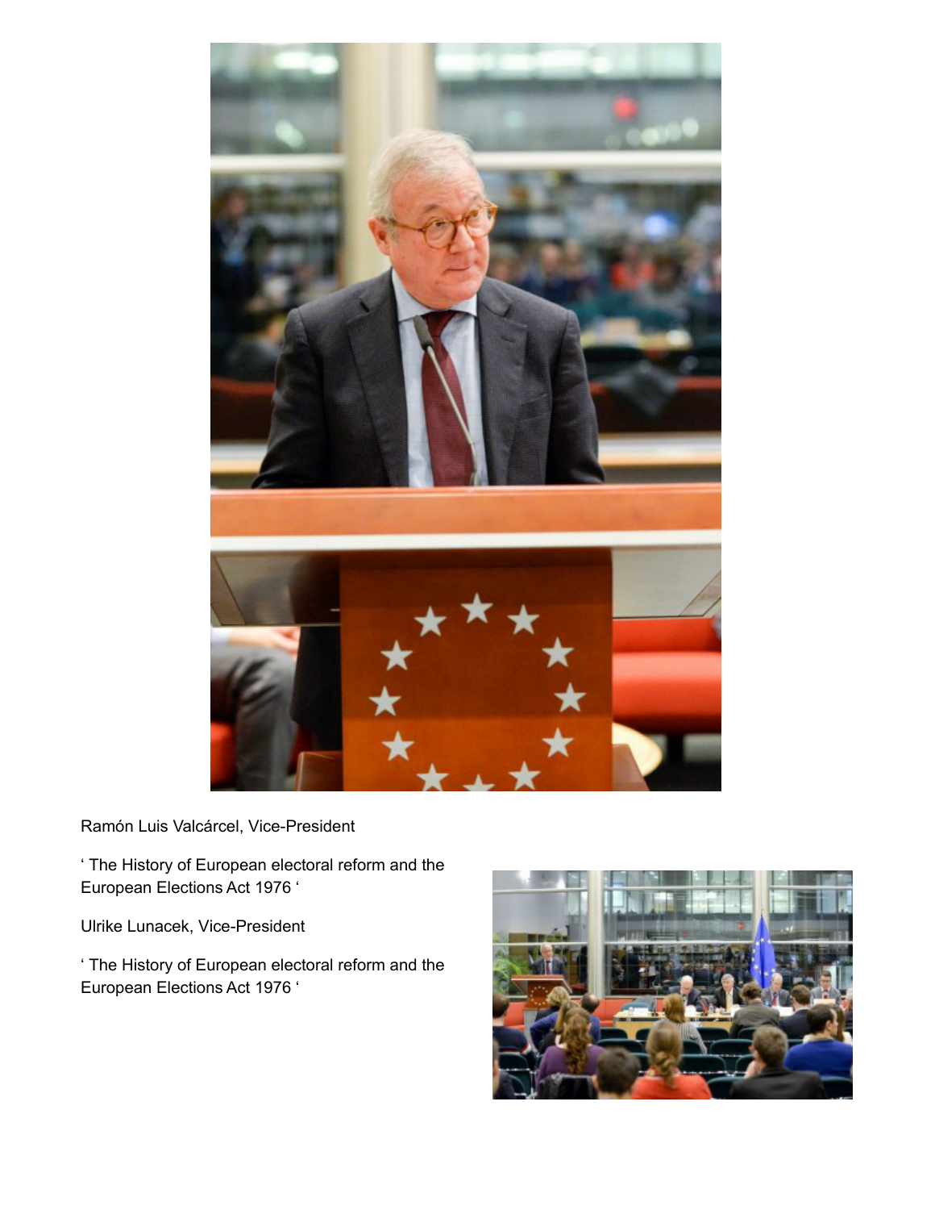Ramón Luis Valcárcel, Vice-President

' The History of European electoral reform and the European Elections Act 1976 '

Ulrike Lunacek, Vice-President

' The History of European electoral reform and the European Elections Act 1976 '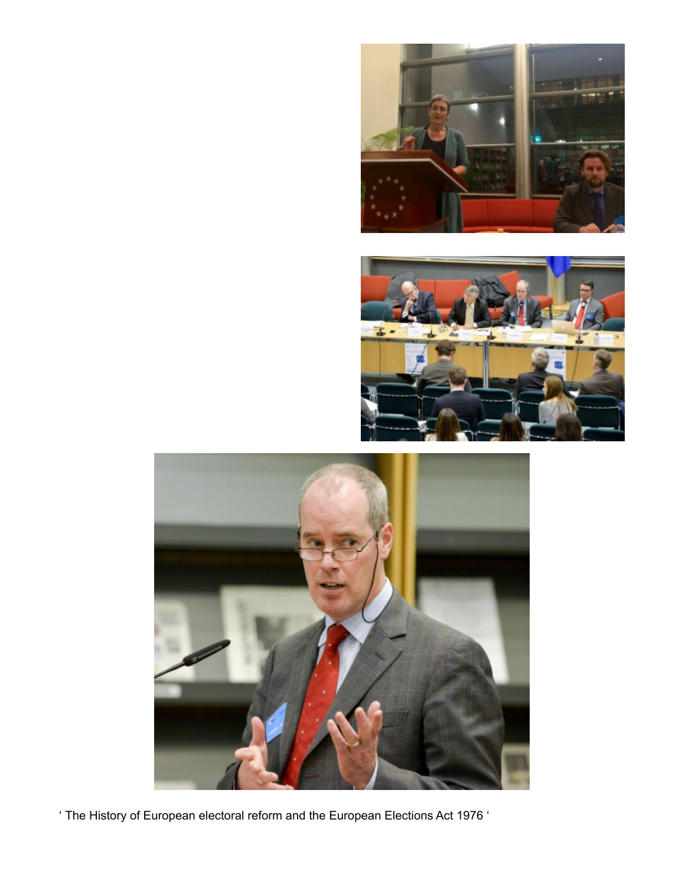‘ The History of European electoral reform and the European Elections Act 1976 ‘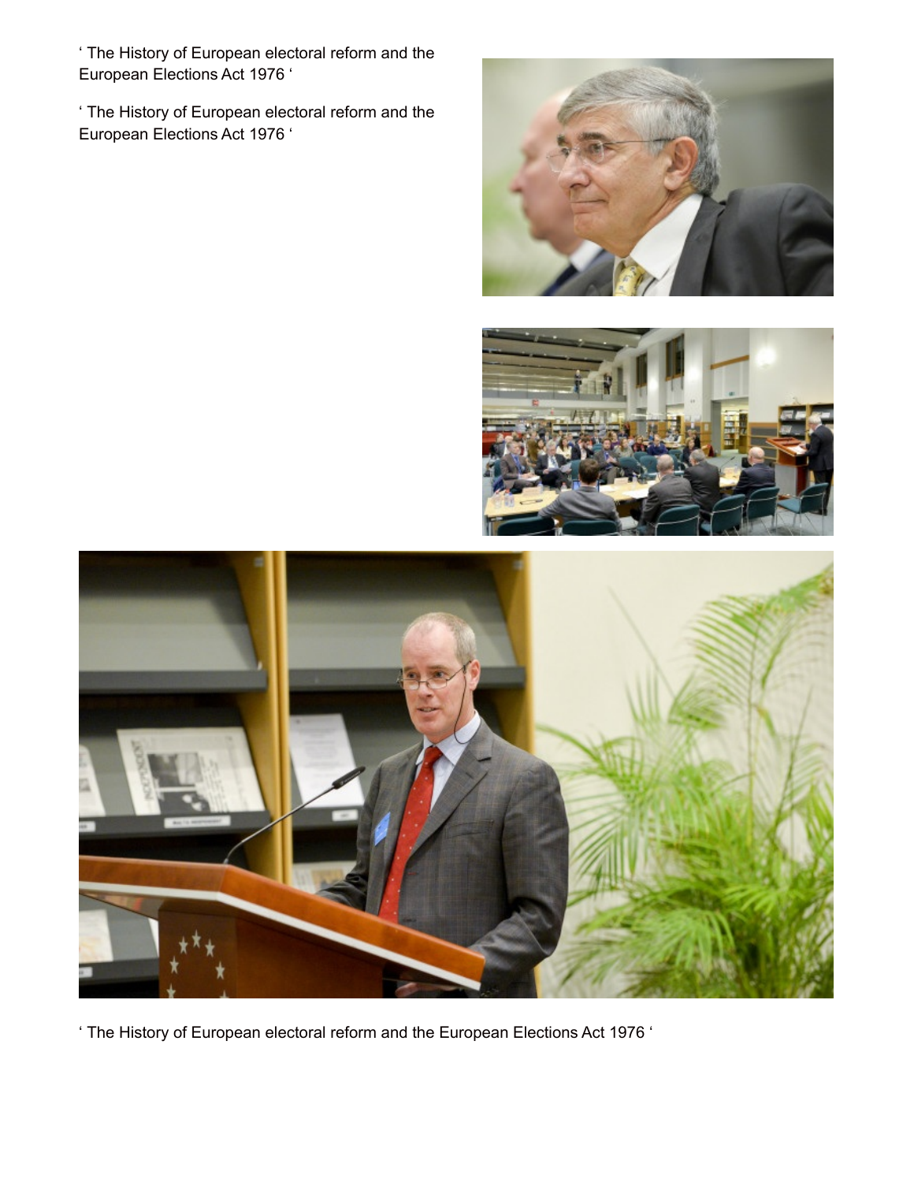‘ The History of European electoral reform and the European Elections Act 1976 ‘

‘ The History of European electoral reform and the European Elections Act 1976 ‘

‘ The History of European electoral reform and the European Elections Act 1976 ‘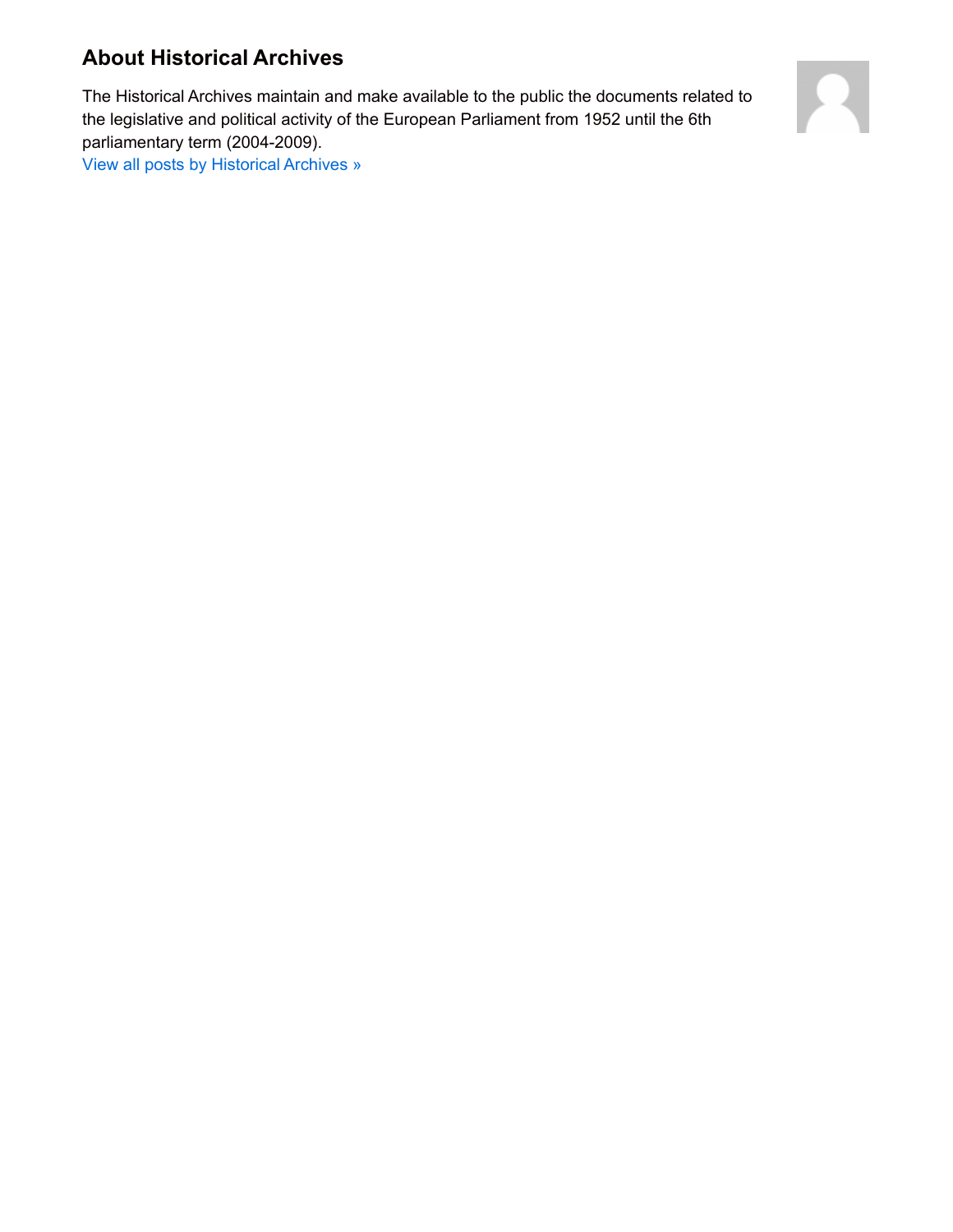## About Historical Archives

The Historical Archives maintain and make available to the public the documents related to the legislative and political activity of the European Parliament from 1952 until the 6th parliamentary term (2004-2009).

View all posts by Historical Archives »